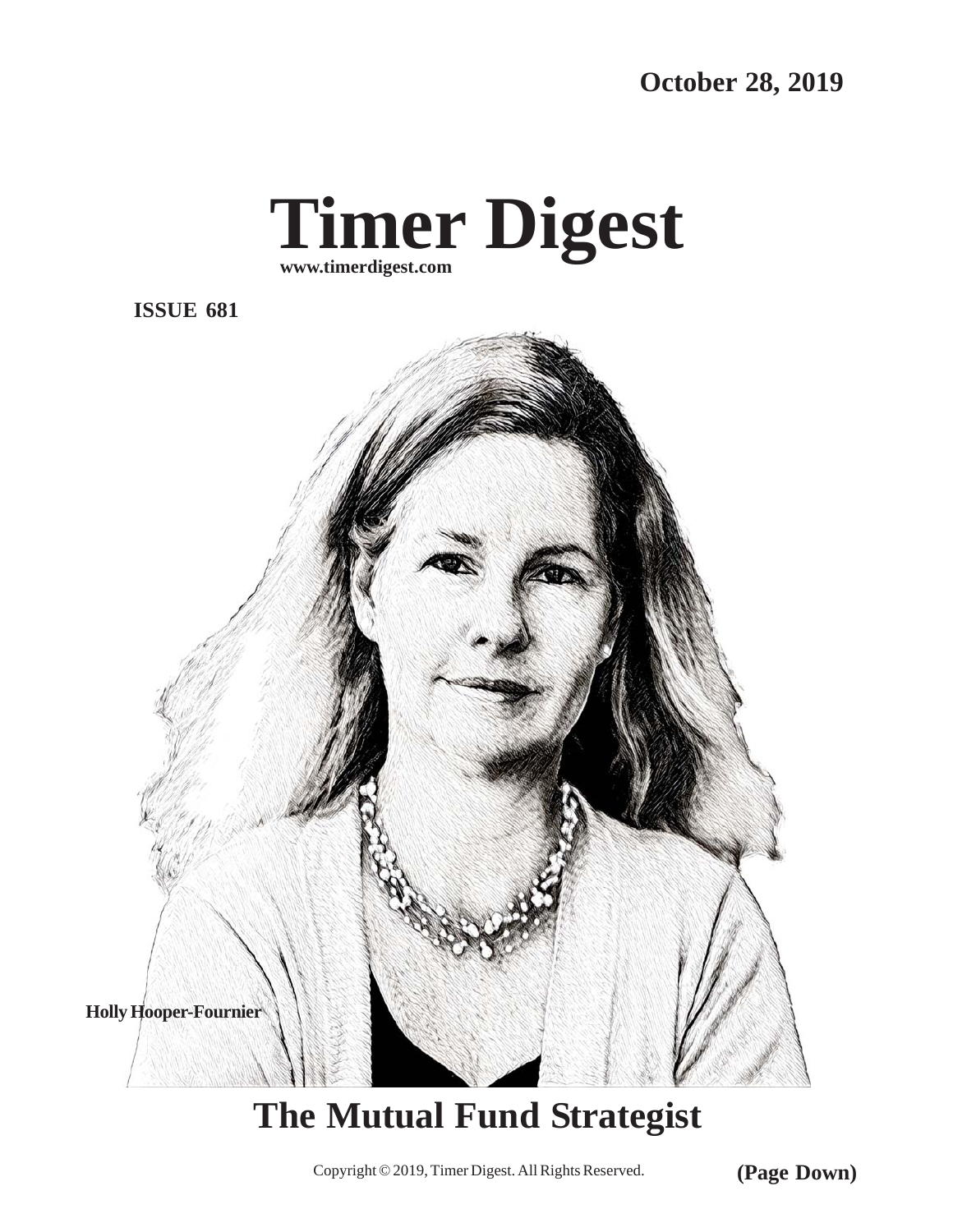**October 28, 2019**

# Timer Digest

**www.timerdigest.com**

**ISSUE 681**

**Holly Hooper-Fournier**

## The Mutual Fund Strategist

Copyright © 2019, Timer Digest. All Rights Reserved.

**(Page Down)**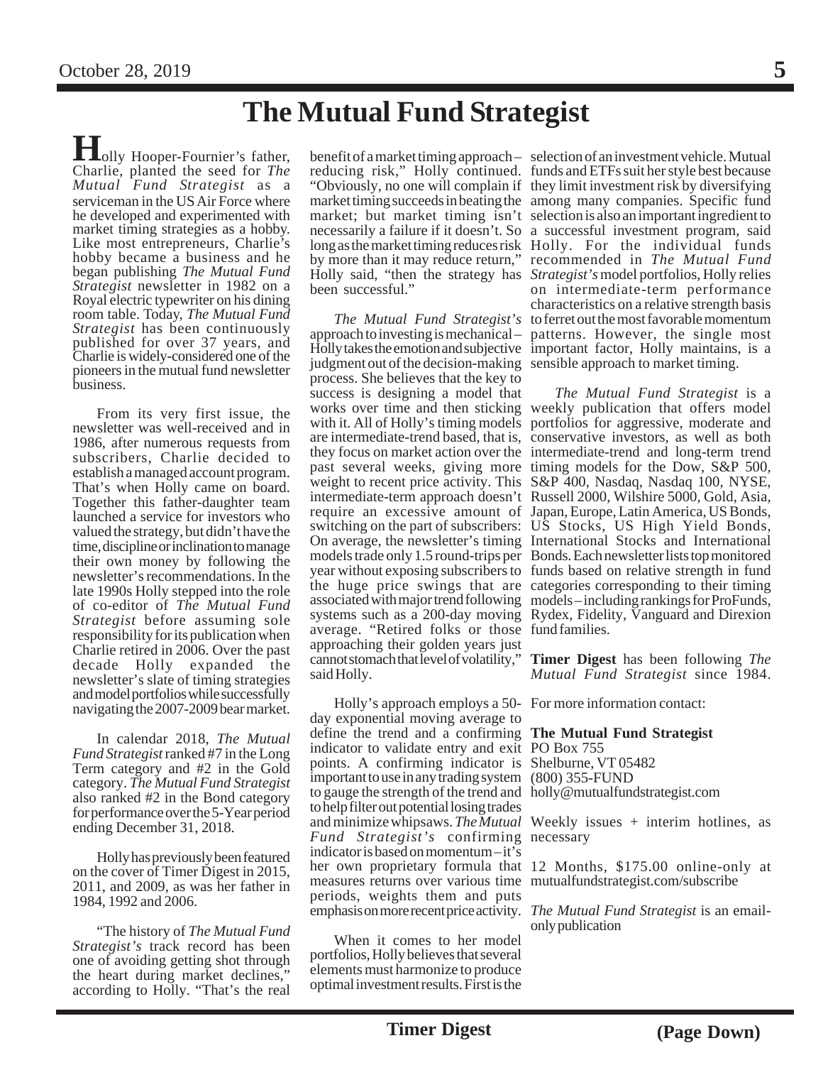# The Mutual Fund Strategist

Holly Hooper-Fournier's father, Charlie, planted the seed for *The Mutual Fund Strategist* as a serviceman in the US Air Force where he developed and experimented with market timing strategies as a hobby. Like most entrepreneurs, Charlie's hobby became a business and he began publishing *The Mutual Fund Strategist* newsletter in 1982 on a Royal electric typewriter on his dining room table. Today, *The Mutual Fund Strategist* has been continuously published for over 37 years, and Charlie is widely-considered one of the pioneers in the mutual fund newsletter business.

From its very first issue, the newsletter was well-received and in 1986, after numerous requests from subscribers, Charlie decided to establish a managed account program. That's when Holly came on board. Together this father-daughter team launched a service for investors who valued the strategy, but didn't have the time, discipline or inclination to manage their own money by following the newsletter's recommendations. In the late 1990s Holly stepped into the role of co-editor of *The Mutual Fund Strategist* before assuming sole responsibility for its publication when Charlie retired in 2006. Over the past decade Holly expanded the newsletter's slate of timing strategies and model portfolios while successfully navigating the 2007-2009 bear market.

In calendar 2018, *The Mutual Fund Strategist* ranked #7 in the Long Term category and #2 in the Gold category. *The Mutual Fund Strategist* also ranked #2 in the Bond category for performance over the 5-Year period ending December 31, 2018.

Holly has previously been featured on the cover of Timer Digest in 2015, 2011, and 2009, as was her father in 1984, 1992 and 2006.

"The history of *The Mutual Fund Strategist's* track record has been one of avoiding getting shot through the heart during market declines," according to Holly. "That's the real benefit of a market timing approach – reducing risk," Holly continued. "Obviously, no one will complain if market timing succeeds in beating the market; but market timing isn't necessarily a failure if it doesn't. So long as the market timing reduces risk by more than it may reduce return," Holly said, "then the strategy has been successful."

*The Mutual Fund Strategist's* approach to investing is mechanical – Holly takes the emotion and subjective judgment out of the decision-making process. She believes that the key to success is designing a model that works over time and then sticking with it. All of Holly's timing models are intermediate-trend based, that is, they focus on market action over the past several weeks, giving more weight to recent price activity. This intermediate-term approach doesn't require an excessive amount of switching on the part of subscribers: On average, the newsletter's timing models trade only 1.5 round-trips per year without exposing subscribers to the huge price swings that are associated with major trend following systems such as a 200-day moving average. "Retired folks or those approaching their golden years just cannot stomach that level of volatility," said Holly.

Holly's approach employs a 50-day exponential moving average to define the trend and a confirming indicator to validate entry and exit points. A confirming indicator is important to use in any trading system to gauge the strength of the trend and to help filter out potential losing trades and minimize whipsaws. *The Mutual Fund Strategist's* confirming indicator is based on momentum – it's her own proprietary formula that measures returns over various time periods, weights them and puts emphasis on more recent price activity.

When it comes to her model portfolios, Holly believes that several elements must harmonize to produce optimal investment results. First is the selection of an investment vehicle. Mutual funds and ETFs suit her style best because they limit investment risk by diversifying among many companies. Specific fund selection is also an important ingredient to a successful investment program, said Holly. For the individual funds recommended in *The Mutual Fund Strategist's* model portfolios, Holly relies on intermediate-term performance characteristics on a relative strength basis to ferret out the most favorable momentum patterns. However, the single most important factor, Holly maintains, is a sensible approach to market timing.

*The Mutual Fund Strategist* is a weekly publication that offers model portfolios for aggressive, moderate and conservative investors, as well as both intermediate-trend and long-term trend timing models for the Dow, S&P 500, S&P 400, Nasdaq, Nasdaq 100, NYSE, Russell 2000, Wilshire 5000, Gold, Asia, Japan, Europe, Latin America, US Bonds, US Stocks, US High Yield Bonds, International Stocks and International Bonds. Each newsletter lists top monitored funds based on relative strength in fund categories corresponding to their timing models – including rankings for ProFunds, Rydex, Fidelity, Vanguard and Direxion fund families.

**Timer Digest** has been following *The Mutual Fund Strategist* since 1984.

For more information contact:

**The Mutual Fund Strategist**
PO Box 755
Shelburne, VT 05482
(800) 355-FUND
holly@mutualfundstrategist.com

Weekly issues + interim hotlines, as necessary

12 Months, $175.00 online-only at mutualfundstrategist.com/subscribe

*The Mutual Fund Strategist* is an email-only publication